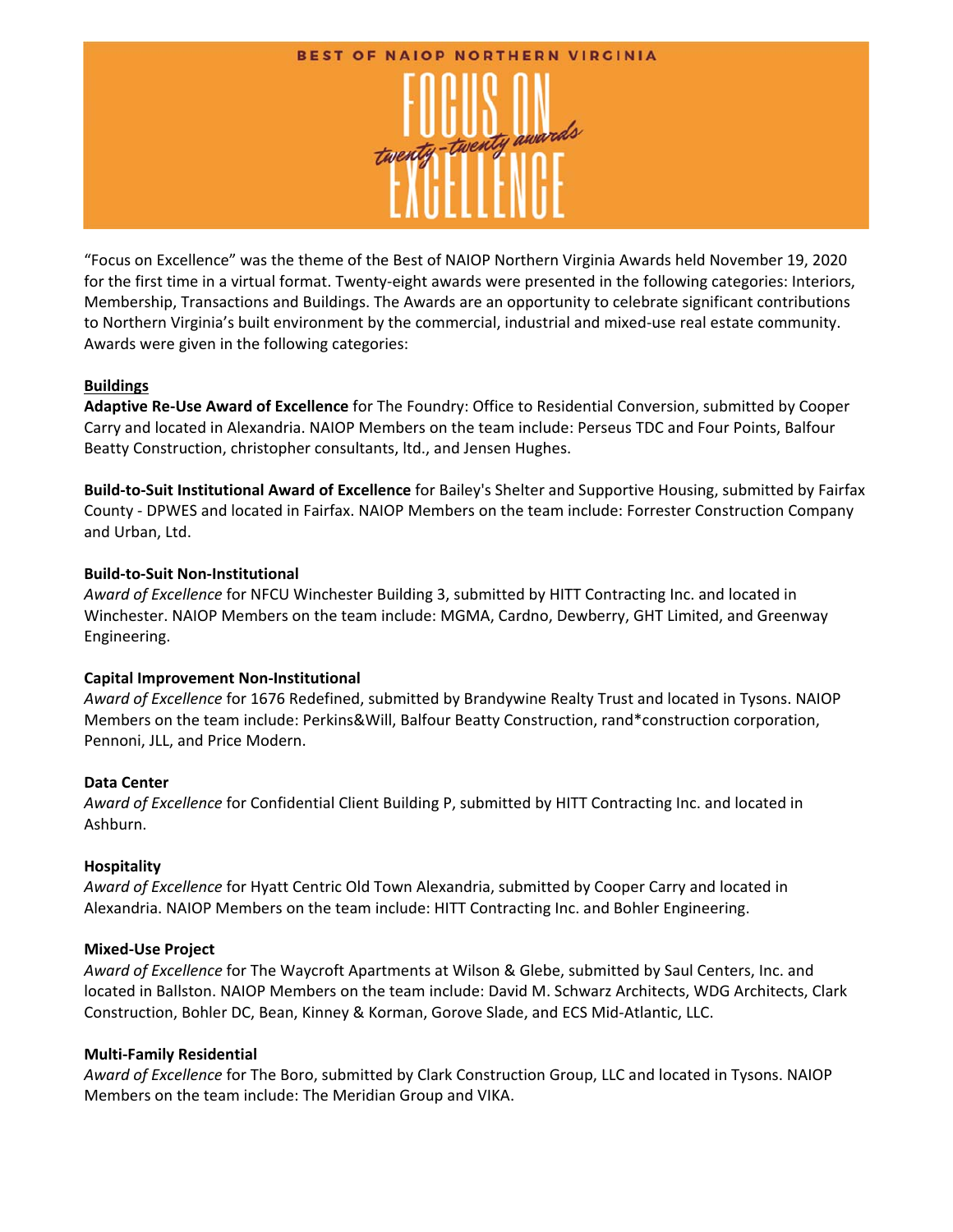BEST OF NAIOP NORTHERN VIRGINIA

# FOCUS ON EXCELLENCE

*twenty-twenty awards*

"Focus on Excellence" was the theme of the Best of NAIOP Northern Virginia Awards held November 19, 2020 for the first time in a virtual format. Twenty-eight awards were presented in the following categories: Interiors, Membership, Transactions and Buildings. The Awards are an opportunity to celebrate significant contributions to Northern Virginia's built environment by the commercial, industrial and mixed-use real estate community. Awards were given in the following categories:

## Buildings

**Adaptive Re-Use Award of Excellence** for The Foundry: Office to Residential Conversion, submitted by Cooper Carry and located in Alexandria. NAIOP Members on the team include: Perseus TDC and Four Points, Balfour Beatty Construction, christopher consultants, ltd., and Jensen Hughes.

**Build-to-Suit Institutional Award of Excellence** for Bailey's Shelter and Supportive Housing, submitted by Fairfax County - DPWES and located in Fairfax. NAIOP Members on the team include: Forrester Construction Company and Urban, Ltd.

**Build-to-Suit Non-Institutional**
*Award of Excellence* for NFCU Winchester Building 3, submitted by HITT Contracting Inc. and located in Winchester. NAIOP Members on the team include: MGMA, Cardno, Dewberry, GHT Limited, and Greenway Engineering.

**Capital Improvement Non-Institutional**
*Award of Excellence* for 1676 Redefined, submitted by Brandywine Realty Trust and located in Tysons. NAIOP Members on the team include: Perkins&Will, Balfour Beatty Construction, rand*construction corporation, Pennoni, JLL, and Price Modern.

**Data Center**
*Award of Excellence* for Confidential Client Building P, submitted by HITT Contracting Inc. and located in Ashburn.

**Hospitality**
*Award of Excellence* for Hyatt Centric Old Town Alexandria, submitted by Cooper Carry and located in Alexandria. NAIOP Members on the team include: HITT Contracting Inc. and Bohler Engineering.

**Mixed-Use Project**
*Award of Excellence* for The Waycroft Apartments at Wilson & Glebe, submitted by Saul Centers, Inc. and located in Ballston. NAIOP Members on the team include: David M. Schwarz Architects, WDG Architects, Clark Construction, Bohler DC, Bean, Kinney & Korman, Gorove Slade, and ECS Mid-Atlantic, LLC.

**Multi-Family Residential**
*Award of Excellence* for The Boro, submitted by Clark Construction Group, LLC and located in Tysons. NAIOP Members on the team include: The Meridian Group and VIKA.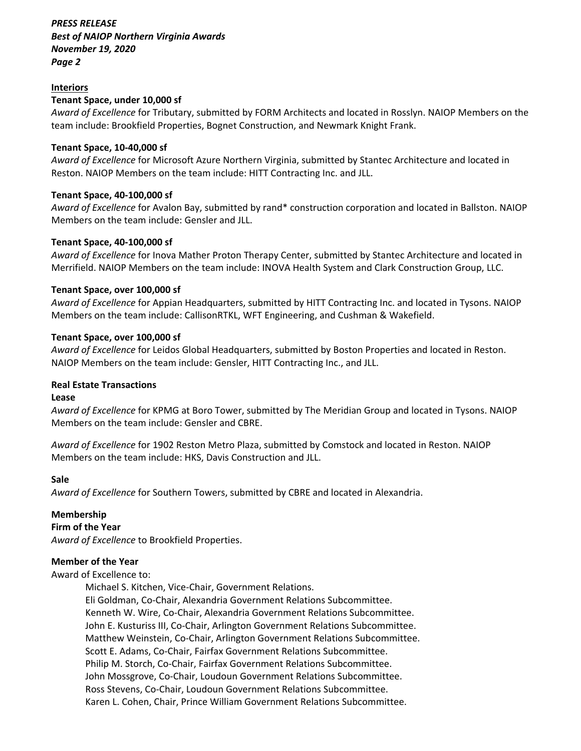**Interiors**

**Tenant Space, under 10,000 sf**
*Award of Excellence* for Tributary, submitted by FORM Architects and located in Rosslyn. NAIOP Members on the team include: Brookfield Properties, Bognet Construction, and Newmark Knight Frank.

**Tenant Space, 10-40,000 sf**
*Award of Excellence* for Microsoft Azure Northern Virginia, submitted by Stantec Architecture and located in Reston. NAIOP Members on the team include: HITT Contracting Inc. and JLL.

**Tenant Space, 40-100,000 sf**
*Award of Excellence* for Avalon Bay, submitted by rand* construction corporation and located in Ballston. NAIOP Members on the team include: Gensler and JLL.

**Tenant Space, 40-100,000 sf**
*Award of Excellence* for Inova Mather Proton Therapy Center, submitted by Stantec Architecture and located in Merrifield. NAIOP Members on the team include: INOVA Health System and Clark Construction Group, LLC.

**Tenant Space, over 100,000 sf**
*Award of Excellence* for Appian Headquarters, submitted by HITT Contracting Inc. and located in Tysons. NAIOP Members on the team include: CallisonRTKL, WFT Engineering, and Cushman & Wakefield.

**Tenant Space, over 100,000 sf**
*Award of Excellence* for Leidos Global Headquarters, submitted by Boston Properties and located in Reston. NAIOP Members on the team include: Gensler, HITT Contracting Inc., and JLL.

**Real Estate Transactions**

**Lease**
*Award of Excellence* for KPMG at Boro Tower, submitted by The Meridian Group and located in Tysons. NAIOP Members on the team include: Gensler and CBRE.

*Award of Excellence* for 1902 Reston Metro Plaza, submitted by Comstock and located in Reston. NAIOP Members on the team include: HKS, Davis Construction and JLL.

**Sale**
*Award of Excellence* for Southern Towers, submitted by CBRE and located in Alexandria.

**Membership**

**Firm of the Year**
*Award of Excellence* to Brookfield Properties.

**Member of the Year**
Award of Excellence to:

Michael S. Kitchen, Vice-Chair, Government Relations.
Eli Goldman, Co-Chair, Alexandria Government Relations Subcommittee.
Kenneth W. Wire, Co-Chair, Alexandria Government Relations Subcommittee.
John E. Kusturiss III, Co-Chair, Arlington Government Relations Subcommittee.
Matthew Weinstein, Co-Chair, Arlington Government Relations Subcommittee.
Scott E. Adams, Co-Chair, Fairfax Government Relations Subcommittee.
Philip M. Storch, Co-Chair, Fairfax Government Relations Subcommittee.
John Mossgrove, Co-Chair, Loudoun Government Relations Subcommittee.
Ross Stevens, Co-Chair, Loudoun Government Relations Subcommittee.
Karen L. Cohen, Chair, Prince William Government Relations Subcommittee.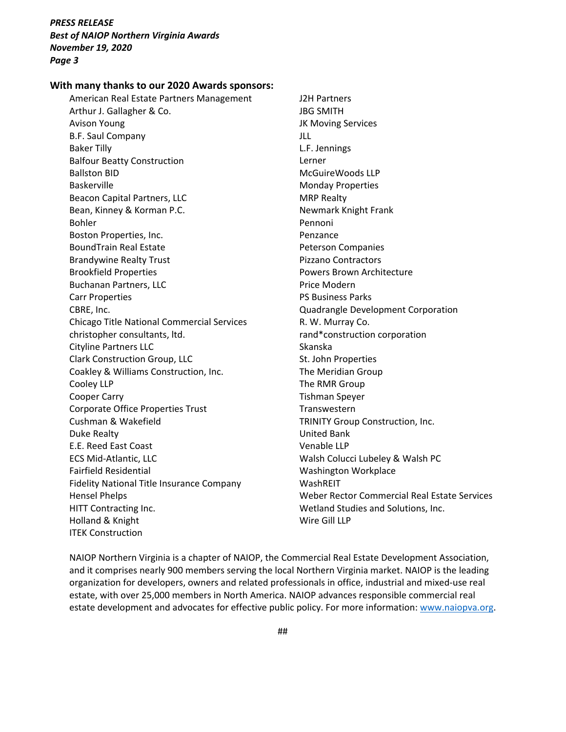**With many thanks to our 2020 Awards sponsors:**

American Real Estate Partners Management
Arthur J. Gallagher & Co.
Avison Young
B.F. Saul Company
Baker Tilly
Balfour Beatty Construction
Ballston BID
Baskerville
Beacon Capital Partners, LLC
Bean, Kinney & Korman P.C.
Bohler
Boston Properties, Inc.
BoundTrain Real Estate
Brandywine Realty Trust
Brookfield Properties
Buchanan Partners, LLC
Carr Properties
CBRE, Inc.
Chicago Title National Commercial Services
christopher consultants, ltd.
Cityline Partners LLC
Clark Construction Group, LLC
Coakley & Williams Construction, Inc.
Cooley LLP
Cooper Carry
Corporate Office Properties Trust
Cushman & Wakefield
Duke Realty
E.E. Reed East Coast
ECS Mid-Atlantic, LLC
Fairfield Residential
Fidelity National Title Insurance Company
Hensel Phelps
HITT Contracting Inc.
Holland & Knight
ITEK Construction
J2H Partners
JBG SMITH
JK Moving Services
JLL
L.F. Jennings
Lerner
McGuireWoods LLP
Monday Properties
MRP Realty
Newmark Knight Frank
Pennoni
Penzance
Peterson Companies
Pizzano Contractors
Powers Brown Architecture
Price Modern
PS Business Parks
Quadrangle Development Corporation
R. W. Murray Co.
rand*construction corporation
Skanska
St. John Properties
The Meridian Group
The RMR Group
Tishman Speyer
Transwestern
TRINITY Group Construction, Inc.
United Bank
Venable LLP
Walsh Colucci Lubeley & Walsh PC
Washington Workplace
WashREIT
Weber Rector Commercial Real Estate Services
Wetland Studies and Solutions, Inc.
Wire Gill LLP

NAIOP Northern Virginia is a chapter of NAIOP, the Commercial Real Estate Development Association, and it comprises nearly 900 members serving the local Northern Virginia market. NAIOP is the leading organization for developers, owners and related professionals in office, industrial and mixed-use real estate, with over 25,000 members in North America. NAIOP advances responsible commercial real estate development and advocates for effective public policy. For more information: www.naiopva.org.

##